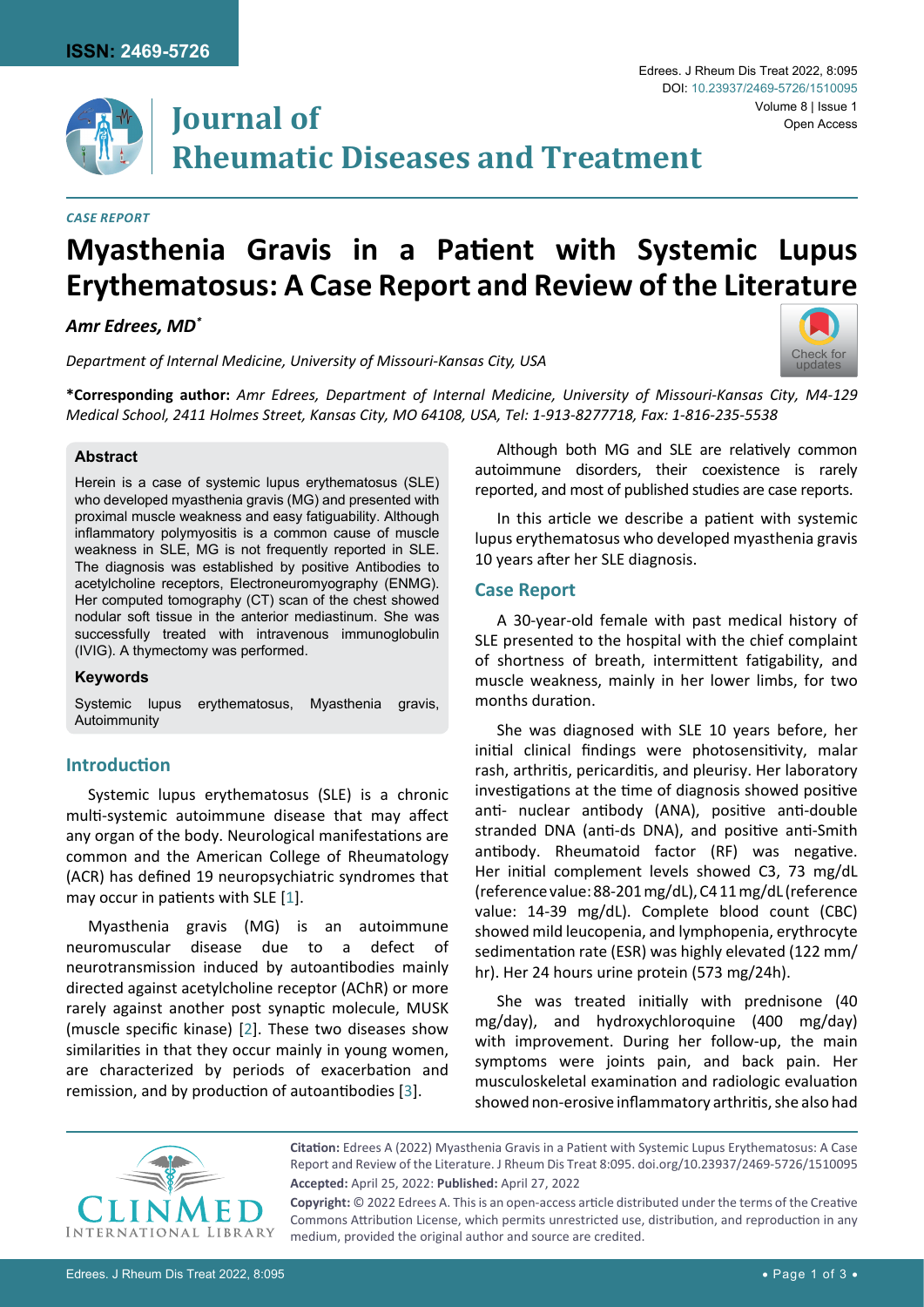*CASE REPORT*

# Myasthenia Gravis in a Patient with Systemic Lupus Erythematosus: A Case Report and Review of the Literature

***Amr Edrees, MD****

*Department of Internal Medicine, University of Missouri-Kansas City, USA*

**\*Corresponding author:** *Amr Edrees, Department of Internal Medicine, University of Missouri-Kansas City, M4-129 Medical School, 2411 Holmes Street, Kansas City, MO 64108, USA, Tel: 1-913-8277718, Fax: 1-816-235-5538*

### Abstract

Herein is a case of systemic lupus erythematosus (SLE) who developed myasthenia gravis (MG) and presented with proximal muscle weakness and easy fatiguability. Although inflammatory polymyositis is a common cause of muscle weakness in SLE, MG is not frequently reported in SLE. The diagnosis was established by positive Antibodies to acetylcholine receptors, Electroneuromyography (ENMG). Her computed tomography (CT) scan of the chest showed nodular soft tissue in the anterior mediastinum. She was successfully treated with intravenous immunoglobulin (IVIG). A thymectomy was performed.

### Keywords

Systemic lupus erythematosus, Myasthenia gravis, Autoimmunity

## Introduction

Systemic lupus erythematosus (SLE) is a chronic multi-systemic autoimmune disease that may affect any organ of the body. Neurological manifestations are common and the American College of Rheumatology (ACR) has defined 19 neuropsychiatric syndromes that may occur in patients with SLE [1].

Myasthenia gravis (MG) is an autoimmune neuromuscular disease due to a defect of neurotransmission induced by autoantibodies mainly directed against acetylcholine receptor (AChR) or more rarely against another post synaptic molecule, MUSK (muscle specific kinase) [2]. These two diseases show similarities in that they occur mainly in young women, are characterized by periods of exacerbation and remission, and by production of autoantibodies [3].

Although both MG and SLE are relatively common autoimmune disorders, their coexistence is rarely reported, and most of published studies are case reports.

In this article we describe a patient with systemic lupus erythematosus who developed myasthenia gravis 10 years after her SLE diagnosis.

## Case Report

A 30-year-old female with past medical history of SLE presented to the hospital with the chief complaint of shortness of breath, intermittent fatigability, and muscle weakness, mainly in her lower limbs, for two months duration.

She was diagnosed with SLE 10 years before, her initial clinical findings were photosensitivity, malar rash, arthritis, pericarditis, and pleurisy. Her laboratory investigations at the time of diagnosis showed positive anti- nuclear antibody (ANA), positive anti-double stranded DNA (anti-ds DNA), and positive anti-Smith antibody. Rheumatoid factor (RF) was negative. Her initial complement levels showed C3, 73 mg/dL (reference value: 88-201 mg/dL), C4 11 mg/dL (reference value: 14-39 mg/dL). Complete blood count (CBC) showed mild leucopenia, and lymphopenia, erythrocyte sedimentation rate (ESR) was highly elevated (122 mm/hr). Her 24 hours urine protein (573 mg/24h).

She was treated initially with prednisone (40 mg/day), and hydroxychloroquine (400 mg/day) with improvement. During her follow-up, the main symptoms were joints pain, and back pain. Her musculoskeletal examination and radiologic evaluation showed non-erosive inflammatory arthritis, she also had

**Citation:** Edrees A (2022) Myasthenia Gravis in a Patient with Systemic Lupus Erythematosus: A Case Report and Review of the Literature. J Rheum Dis Treat 8:095. doi.org/10.23937/2469-5726/1510095

**Accepted:** April 25, 2022: **Published:** April 27, 2022

**Copyright:** © 2022 Edrees A. This is an open-access article distributed under the terms of the Creative Commons Attribution License, which permits unrestricted use, distribution, and reproduction in any medium, provided the original author and source are credited.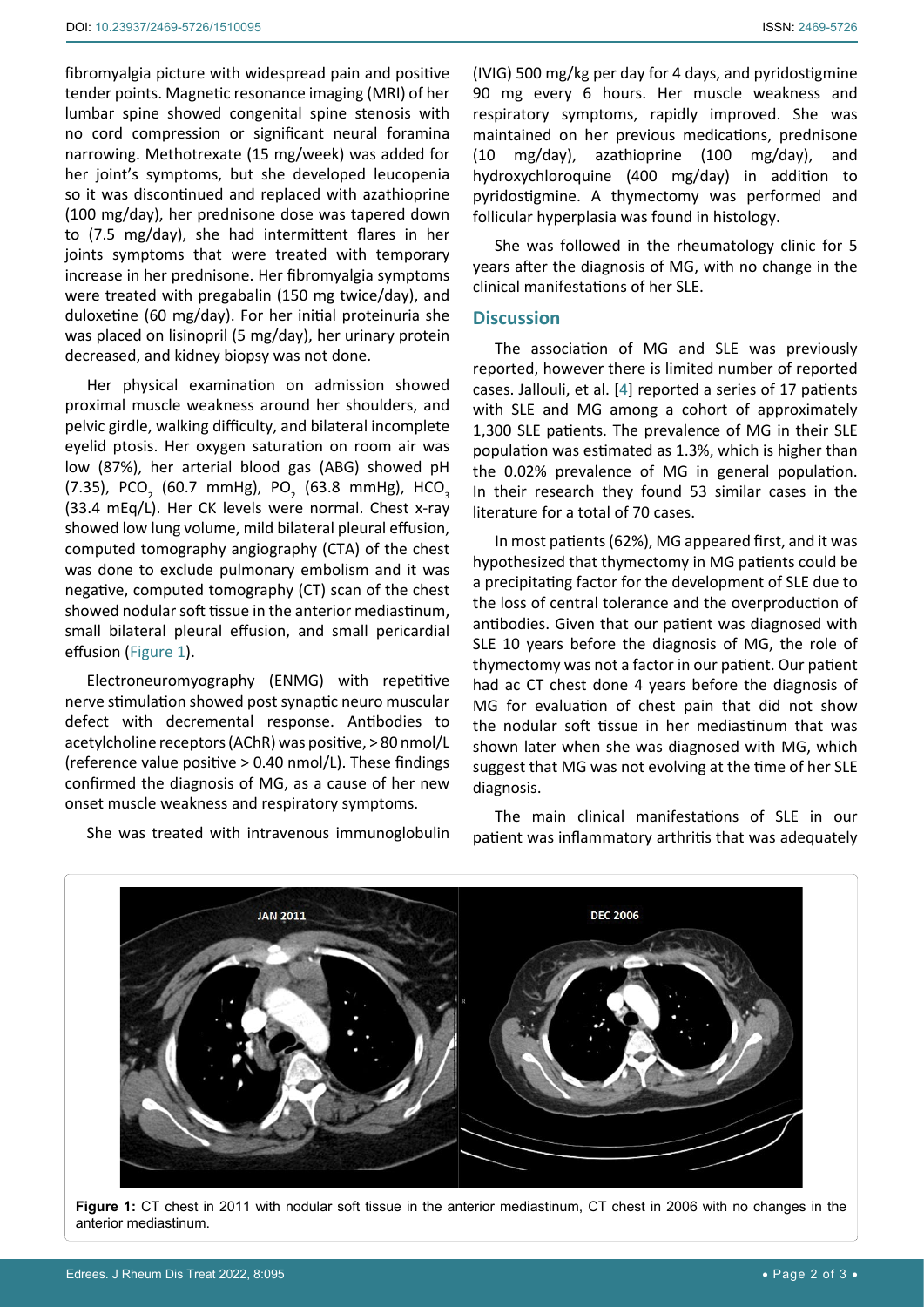fibromyalgia picture with widespread pain and positive tender points. Magnetic resonance imaging (MRI) of her lumbar spine showed congenital spine stenosis with no cord compression or significant neural foramina narrowing. Methotrexate (15 mg/week) was added for her joint's symptoms, but she developed leucopenia so it was discontinued and replaced with azathioprine (100 mg/day), her prednisone dose was tapered down to (7.5 mg/day), she had intermittent flares in her joints symptoms that were treated with temporary increase in her prednisone. Her fibromyalgia symptoms were treated with pregabalin (150 mg twice/day), and duloxetine (60 mg/day). For her initial proteinuria she was placed on lisinopril (5 mg/day), her urinary protein decreased, and kidney biopsy was not done.

Her physical examination on admission showed proximal muscle weakness around her shoulders, and pelvic girdle, walking difficulty, and bilateral incomplete eyelid ptosis. Her oxygen saturation on room air was low (87%), her arterial blood gas (ABG) showed pH (7.35), $PCO_2$ (60.7 mmHg), $PO_2$ (63.8 mmHg), $HCO_3$ (33.4 mEq/L). Her CK levels were normal. Chest x-ray showed low lung volume, mild bilateral pleural effusion, computed tomography angiography (CTA) of the chest was done to exclude pulmonary embolism and it was negative, computed tomography (CT) scan of the chest showed nodular soft tissue in the anterior mediastinum, small bilateral pleural effusion, and small pericardial effusion (Figure 1).

Electroneuromyography (ENMG) with repetitive nerve stimulation showed post synaptic neuro muscular defect with decremental response. Antibodies to acetylcholine receptors (AChR) was positive, > 80 nmol/L (reference value positive > 0.40 nmol/L). These findings confirmed the diagnosis of MG, as a cause of her new onset muscle weakness and respiratory symptoms.

She was treated with intravenous immunoglobulin (IVIG) 500 mg/kg per day for 4 days, and pyridostigmine 90 mg every 6 hours. Her muscle weakness and respiratory symptoms, rapidly improved. She was maintained on her previous medications, prednisone (10 mg/day), azathioprine (100 mg/day), and hydroxychloroquine (400 mg/day) in addition to pyridostigmine. A thymectomy was performed and follicular hyperplasia was found in histology.

She was followed in the rheumatology clinic for 5 years after the diagnosis of MG, with no change in the clinical manifestations of her SLE.

## Discussion

The association of MG and SLE was previously reported, however there is limited number of reported cases. Jallouli, et al. [4] reported a series of 17 patients with SLE and MG among a cohort of approximately 1,300 SLE patients. The prevalence of MG in their SLE population was estimated as 1.3%, which is higher than the 0.02% prevalence of MG in general population. In their research they found 53 similar cases in the literature for a total of 70 cases.

In most patients (62%), MG appeared first, and it was hypothesized that thymectomy in MG patients could be a precipitating factor for the development of SLE due to the loss of central tolerance and the overproduction of antibodies. Given that our patient was diagnosed with SLE 10 years before the diagnosis of MG, the role of thymectomy was not a factor in our patient. Our patient had ac CT chest done 4 years before the diagnosis of MG for evaluation of chest pain that did not show the nodular soft tissue in her mediastinum that was shown later when she was diagnosed with MG, which suggest that MG was not evolving at the time of her SLE diagnosis.

The main clinical manifestations of SLE in our patient was inflammatory arthritis that was adequately

**Figure 1:** CT chest in 2011 with nodular soft tissue in the anterior mediastinum, CT chest in 2006 with no changes in the anterior mediastinum.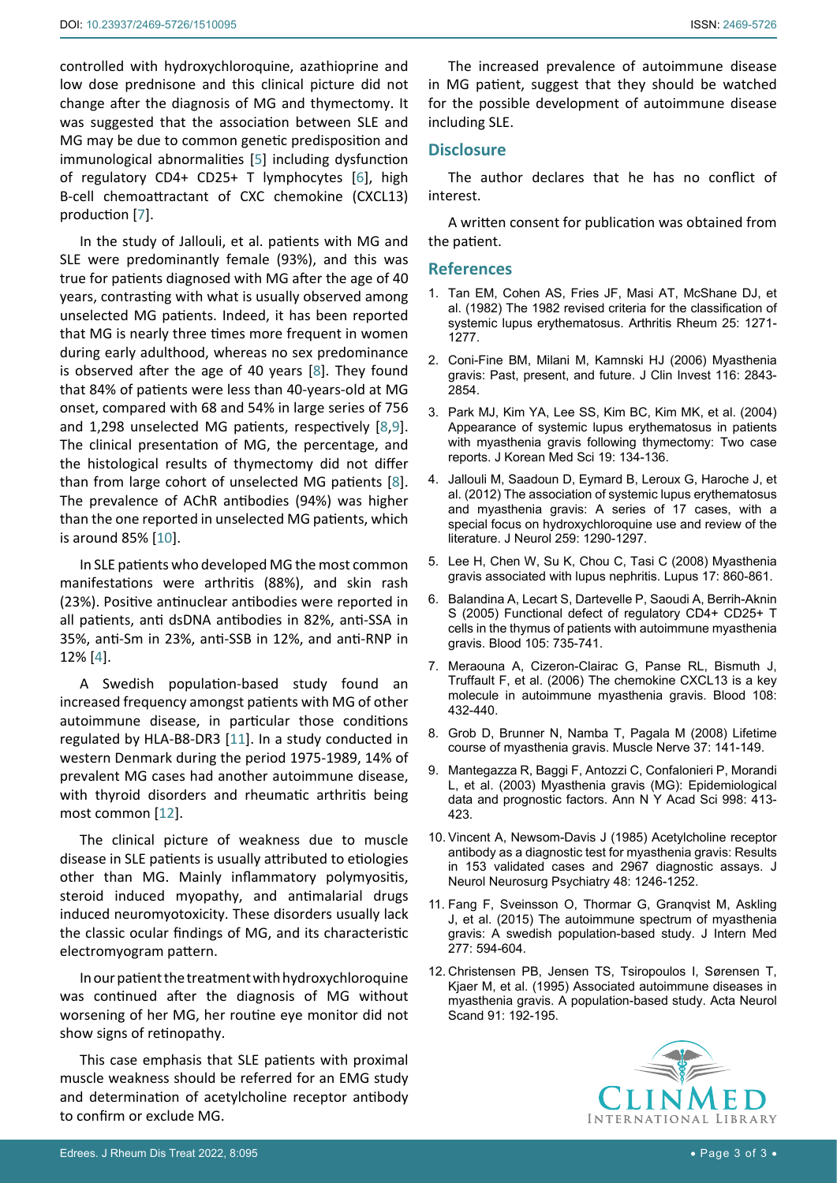controlled with hydroxychloroquine, azathioprine and low dose prednisone and this clinical picture did not change after the diagnosis of MG and thymectomy. It was suggested that the association between SLE and MG may be due to common genetic predisposition and immunological abnormalities [5] including dysfunction of regulatory CD4+ CD25+ T lymphocytes [6], high B-cell chemoattractant of CXC chemokine (CXCL13) production [7].

In the study of Jallouli, et al. patients with MG and SLE were predominantly female (93%), and this was true for patients diagnosed with MG after the age of 40 years, contrasting with what is usually observed among unselected MG patients. Indeed, it has been reported that MG is nearly three times more frequent in women during early adulthood, whereas no sex predominance is observed after the age of 40 years [8]. They found that 84% of patients were less than 40-years-old at MG onset, compared with 68 and 54% in large series of 756 and 1,298 unselected MG patients, respectively [8,9]. The clinical presentation of MG, the percentage, and the histological results of thymectomy did not differ than from large cohort of unselected MG patients [8]. The prevalence of AChR antibodies (94%) was higher than the one reported in unselected MG patients, which is around 85% [10].

In SLE patients who developed MG the most common manifestations were arthritis (88%), and skin rash (23%). Positive antinuclear antibodies were reported in all patients, anti dsDNA antibodies in 82%, anti-SSA in 35%, anti-Sm in 23%, anti-SSB in 12%, and anti-RNP in 12% [4].

A Swedish population-based study found an increased frequency amongst patients with MG of other autoimmune disease, in particular those conditions regulated by HLA-B8-DR3 [11]. In a study conducted in western Denmark during the period 1975-1989, 14% of prevalent MG cases had another autoimmune disease, with thyroid disorders and rheumatic arthritis being most common [12].

The clinical picture of weakness due to muscle disease in SLE patients is usually attributed to etiologies other than MG. Mainly inflammatory polymyositis, steroid induced myopathy, and antimalarial drugs induced neuromyotoxicity. These disorders usually lack the classic ocular findings of MG, and its characteristic electromyogram pattern.

In our patient the treatment with hydroxychloroquine was continued after the diagnosis of MG without worsening of her MG, her routine eye monitor did not show signs of retinopathy.

This case emphasis that SLE patients with proximal muscle weakness should be referred for an EMG study and determination of acetylcholine receptor antibody to confirm or exclude MG.

The increased prevalence of autoimmune disease in MG patient, suggest that they should be watched for the possible development of autoimmune disease including SLE.

## Disclosure

The author declares that he has no conflict of interest.

A written consent for publication was obtained from the patient.

## References

1. Tan EM, Cohen AS, Fries JF, Masi AT, McShane DJ, et al. (1982) The 1982 revised criteria for the classification of systemic lupus erythematosus. Arthritis Rheum 25: 1271-1277.
2. Coni-Fine BM, Milani M, Kamnski HJ (2006) Myasthenia gravis: Past, present, and future. J Clin Invest 116: 2843-2854.
3. Park MJ, Kim YA, Lee SS, Kim BC, Kim MK, et al. (2004) Appearance of systemic lupus erythematosus in patients with myasthenia gravis following thymectomy: Two case reports. J Korean Med Sci 19: 134-136.
4. Jallouli M, Saadoun D, Eymard B, Leroux G, Haroche J, et al. (2012) The association of systemic lupus erythematosus and myasthenia gravis: A series of 17 cases, with a special focus on hydroxychloroquine use and review of the literature. J Neurol 259: 1290-1297.
5. Lee H, Chen W, Su K, Chou C, Tasi C (2008) Myasthenia gravis associated with lupus nephritis. Lupus 17: 860-861.
6. Balandina A, Lecart S, Dartevelle P, Saoudi A, Berrih-Aknin S (2005) Functional defect of regulatory CD4+ CD25+ T cells in the thymus of patients with autoimmune myasthenia gravis. Blood 105: 735-741.
7. Meraouna A, Cizeron-Clairac G, Panse RL, Bismuth J, Truffault F, et al. (2006) The chemokine CXCL13 is a key molecule in autoimmune myasthenia gravis. Blood 108: 432-440.
8. Grob D, Brunner N, Namba T, Pagala M (2008) Lifetime course of myasthenia gravis. Muscle Nerve 37: 141-149.
9. Mantegazza R, Baggi F, Antozzi C, Confalonieri P, Morandi L, et al. (2003) Myasthenia gravis (MG): Epidemiological data and prognostic factors. Ann N Y Acad Sci 998: 413-423.
10. Vincent A, Newsom-Davis J (1985) Acetylcholine receptor antibody as a diagnostic test for myasthenia gravis: Results in 153 validated cases and 2967 diagnostic assays. J Neurol Neurosurg Psychiatry 48: 1246-1252.
11. Fang F, Sveinsson O, Thormar G, Granqvist M, Askling J, et al. (2015) The autoimmune spectrum of myasthenia gravis: A swedish population-based study. J Intern Med 277: 594-604.
12. Christensen PB, Jensen TS, Tsiropoulos I, Sørensen T, Kjaer M, et al. (1995) Associated autoimmune diseases in myasthenia gravis. A population-based study. Acta Neurol Scand 91: 192-195.